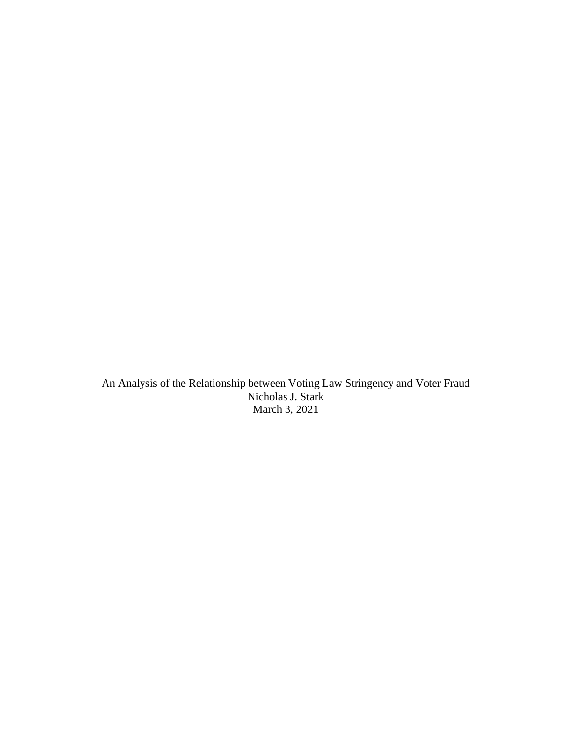An Analysis of the Relationship between Voting Law Stringency and Voter Fraud

Nicholas J. Stark

March 3, 2021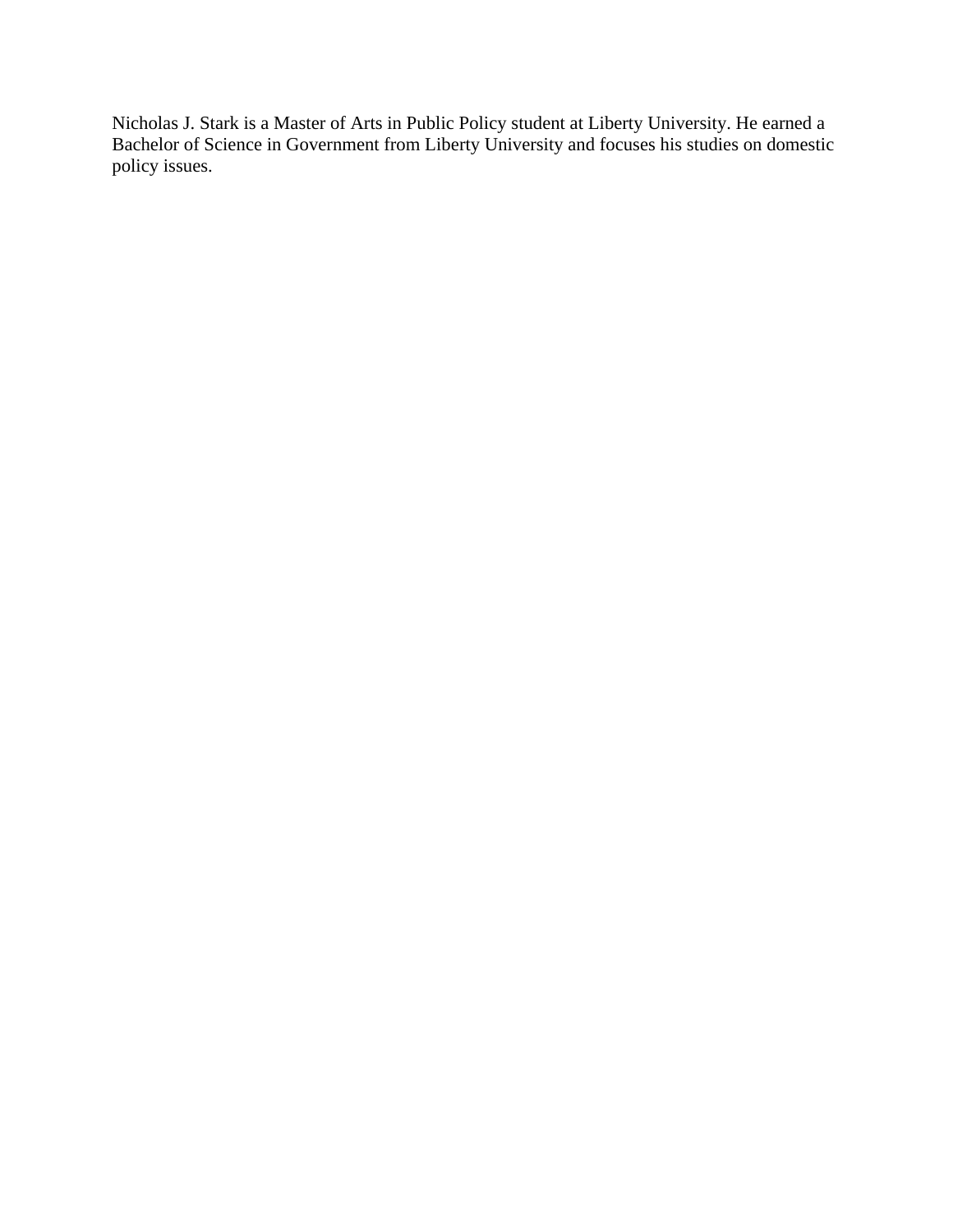Nicholas J. Stark is a Master of Arts in Public Policy student at Liberty University. He earned a Bachelor of Science in Government from Liberty University and focuses his studies on domestic policy issues.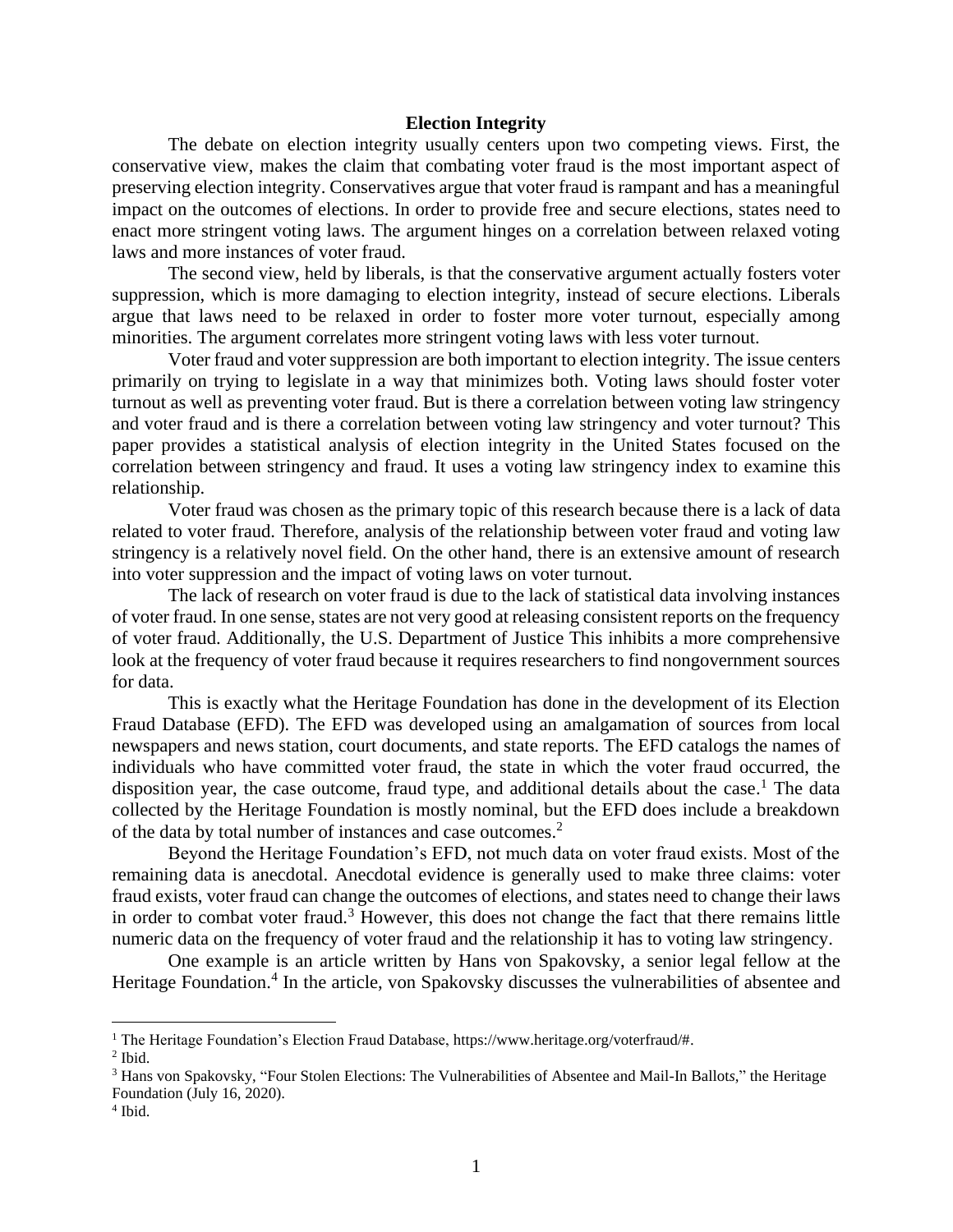**Election Integrity**

The debate on election integrity usually centers upon two competing views. First, the conservative view, makes the claim that combating voter fraud is the most important aspect of preserving election integrity. Conservatives argue that voter fraud is rampant and has a meaningful impact on the outcomes of elections. In order to provide free and secure elections, states need to enact more stringent voting laws. The argument hinges on a correlation between relaxed voting laws and more instances of voter fraud.

The second view, held by liberals, is that the conservative argument actually fosters voter suppression, which is more damaging to election integrity, instead of secure elections. Liberals argue that laws need to be relaxed in order to foster more voter turnout, especially among minorities. The argument correlates more stringent voting laws with less voter turnout.

Voter fraud and voter suppression are both important to election integrity. The issue centers primarily on trying to legislate in a way that minimizes both. Voting laws should foster voter turnout as well as preventing voter fraud. But is there a correlation between voting law stringency and voter fraud and is there a correlation between voting law stringency and voter turnout? This paper provides a statistical analysis of election integrity in the United States focused on the correlation between stringency and fraud. It uses a voting law stringency index to examine this relationship.

Voter fraud was chosen as the primary topic of this research because there is a lack of data related to voter fraud. Therefore, analysis of the relationship between voter fraud and voting law stringency is a relatively novel field. On the other hand, there is an extensive amount of research into voter suppression and the impact of voting laws on voter turnout.

The lack of research on voter fraud is due to the lack of statistical data involving instances of voter fraud. In one sense, states are not very good at releasing consistent reports on the frequency of voter fraud. Additionally, the U.S. Department of Justice This inhibits a more comprehensive look at the frequency of voter fraud because it requires researchers to find nongovernment sources for data.

This is exactly what the Heritage Foundation has done in the development of its Election Fraud Database (EFD). The EFD was developed using an amalgamation of sources from local newspapers and news station, court documents, and state reports. The EFD catalogs the names of individuals who have committed voter fraud, the state in which the voter fraud occurred, the disposition year, the case outcome, fraud type, and additional details about the case.[1] The data collected by the Heritage Foundation is mostly nominal, but the EFD does include a breakdown of the data by total number of instances and case outcomes.[2]

Beyond the Heritage Foundation's EFD, not much data on voter fraud exists. Most of the remaining data is anecdotal. Anecdotal evidence is generally used to make three claims: voter fraud exists, voter fraud can change the outcomes of elections, and states need to change their laws in order to combat voter fraud.[3] However, this does not change the fact that there remains little numeric data on the frequency of voter fraud and the relationship it has to voting law stringency.

One example is an article written by Hans von Spakovsky, a senior legal fellow at the Heritage Foundation.[4] In the article, von Spakovsky discusses the vulnerabilities of absentee and

---

[1] The Heritage Foundation's Election Fraud Database, https://www.heritage.org/voterfraud/#.

[2] Ibid.

[3] Hans von Spakovsky, "Four Stolen Elections: The Vulnerabilities of Absentee and Mail-In Ballots," the Heritage Foundation (July 16, 2020).

[4] Ibid.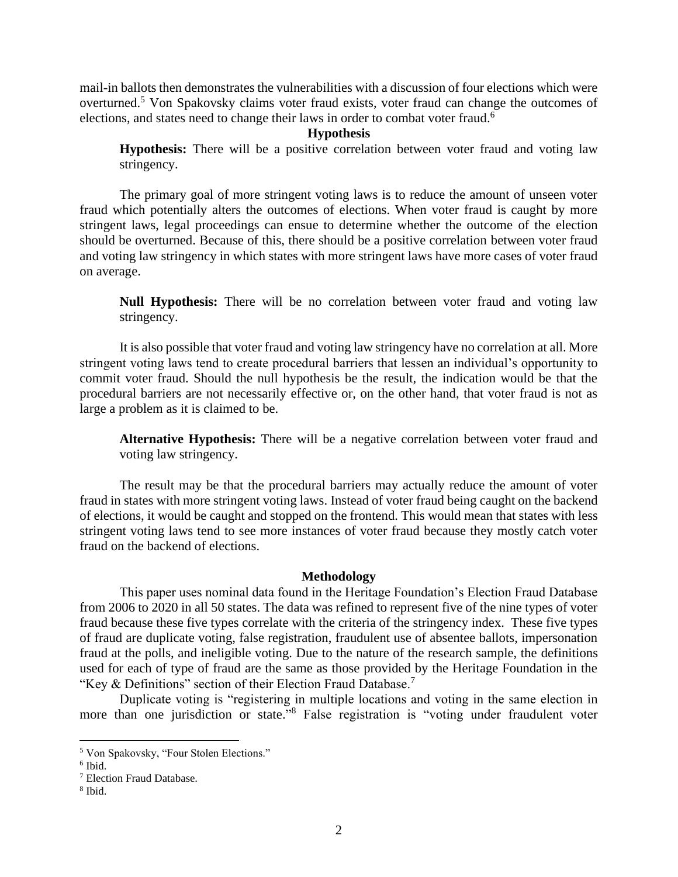mail-in ballots then demonstrates the vulnerabilities with a discussion of four elections which were overturned.[5] Von Spakovsky claims voter fraud exists, voter fraud can change the outcomes of elections, and states need to change their laws in order to combat voter fraud.[6]

## Hypothesis

**Hypothesis:** There will be a positive correlation between voter fraud and voting law stringency.

The primary goal of more stringent voting laws is to reduce the amount of unseen voter fraud which potentially alters the outcomes of elections. When voter fraud is caught by more stringent laws, legal proceedings can ensue to determine whether the outcome of the election should be overturned. Because of this, there should be a positive correlation between voter fraud and voting law stringency in which states with more stringent laws have more cases of voter fraud on average.

**Null Hypothesis:** There will be no correlation between voter fraud and voting law stringency.

It is also possible that voter fraud and voting law stringency have no correlation at all. More stringent voting laws tend to create procedural barriers that lessen an individual's opportunity to commit voter fraud. Should the null hypothesis be the result, the indication would be that the procedural barriers are not necessarily effective or, on the other hand, that voter fraud is not as large a problem as it is claimed to be.

**Alternative Hypothesis:** There will be a negative correlation between voter fraud and voting law stringency.

The result may be that the procedural barriers may actually reduce the amount of voter fraud in states with more stringent voting laws. Instead of voter fraud being caught on the backend of elections, it would be caught and stopped on the frontend. This would mean that states with less stringent voting laws tend to see more instances of voter fraud because they mostly catch voter fraud on the backend of elections.

## Methodology

This paper uses nominal data found in the Heritage Foundation's Election Fraud Database from 2006 to 2020 in all 50 states. The data was refined to represent five of the nine types of voter fraud because these five types correlate with the criteria of the stringency index. These five types of fraud are duplicate voting, false registration, fraudulent use of absentee ballots, impersonation fraud at the polls, and ineligible voting. Due to the nature of the research sample, the definitions used for each of type of fraud are the same as those provided by the Heritage Foundation in the "Key & Definitions" section of their Election Fraud Database.[7]

Duplicate voting is "registering in multiple locations and voting in the same election in more than one jurisdiction or state."[8] False registration is "voting under fraudulent voter

---

[5] Von Spakovsky, "Four Stolen Elections."

[6] Ibid.

[7] Election Fraud Database.

[8] Ibid.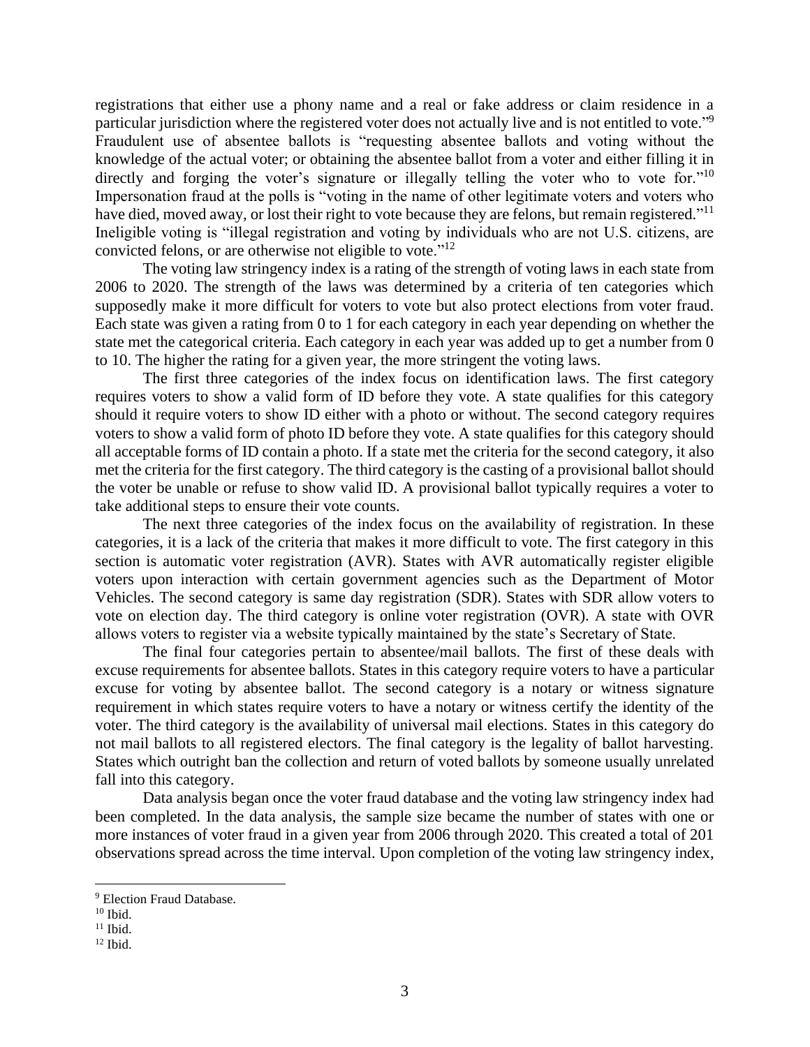registrations that either use a phony name and a real or fake address or claim residence in a particular jurisdiction where the registered voter does not actually live and is not entitled to vote."[9] Fraudulent use of absentee ballots is "requesting absentee ballots and voting without the knowledge of the actual voter; or obtaining the absentee ballot from a voter and either filling it in directly and forging the voter's signature or illegally telling the voter who to vote for."[10] Impersonation fraud at the polls is "voting in the name of other legitimate voters and voters who have died, moved away, or lost their right to vote because they are felons, but remain registered."[11] Ineligible voting is "illegal registration and voting by individuals who are not U.S. citizens, are convicted felons, or are otherwise not eligible to vote."[12]

The voting law stringency index is a rating of the strength of voting laws in each state from 2006 to 2020. The strength of the laws was determined by a criteria of ten categories which supposedly make it more difficult for voters to vote but also protect elections from voter fraud. Each state was given a rating from 0 to 1 for each category in each year depending on whether the state met the categorical criteria. Each category in each year was added up to get a number from 0 to 10. The higher the rating for a given year, the more stringent the voting laws.

The first three categories of the index focus on identification laws. The first category requires voters to show a valid form of ID before they vote. A state qualifies for this category should it require voters to show ID either with a photo or without. The second category requires voters to show a valid form of photo ID before they vote. A state qualifies for this category should all acceptable forms of ID contain a photo. If a state met the criteria for the second category, it also met the criteria for the first category. The third category is the casting of a provisional ballot should the voter be unable or refuse to show valid ID. A provisional ballot typically requires a voter to take additional steps to ensure their vote counts.

The next three categories of the index focus on the availability of registration. In these categories, it is a lack of the criteria that makes it more difficult to vote. The first category in this section is automatic voter registration (AVR). States with AVR automatically register eligible voters upon interaction with certain government agencies such as the Department of Motor Vehicles. The second category is same day registration (SDR). States with SDR allow voters to vote on election day. The third category is online voter registration (OVR). A state with OVR allows voters to register via a website typically maintained by the state's Secretary of State.

The final four categories pertain to absentee/mail ballots. The first of these deals with excuse requirements for absentee ballots. States in this category require voters to have a particular excuse for voting by absentee ballot. The second category is a notary or witness signature requirement in which states require voters to have a notary or witness certify the identity of the voter. The third category is the availability of universal mail elections. States in this category do not mail ballots to all registered electors. The final category is the legality of ballot harvesting. States which outright ban the collection and return of voted ballots by someone usually unrelated fall into this category.

Data analysis began once the voter fraud database and the voting law stringency index had been completed. In the data analysis, the sample size became the number of states with one or more instances of voter fraud in a given year from 2006 through 2020. This created a total of 201 observations spread across the time interval. Upon completion of the voting law stringency index,

---

[9] Election Fraud Database.

[10] Ibid.

[11] Ibid.

[12] Ibid.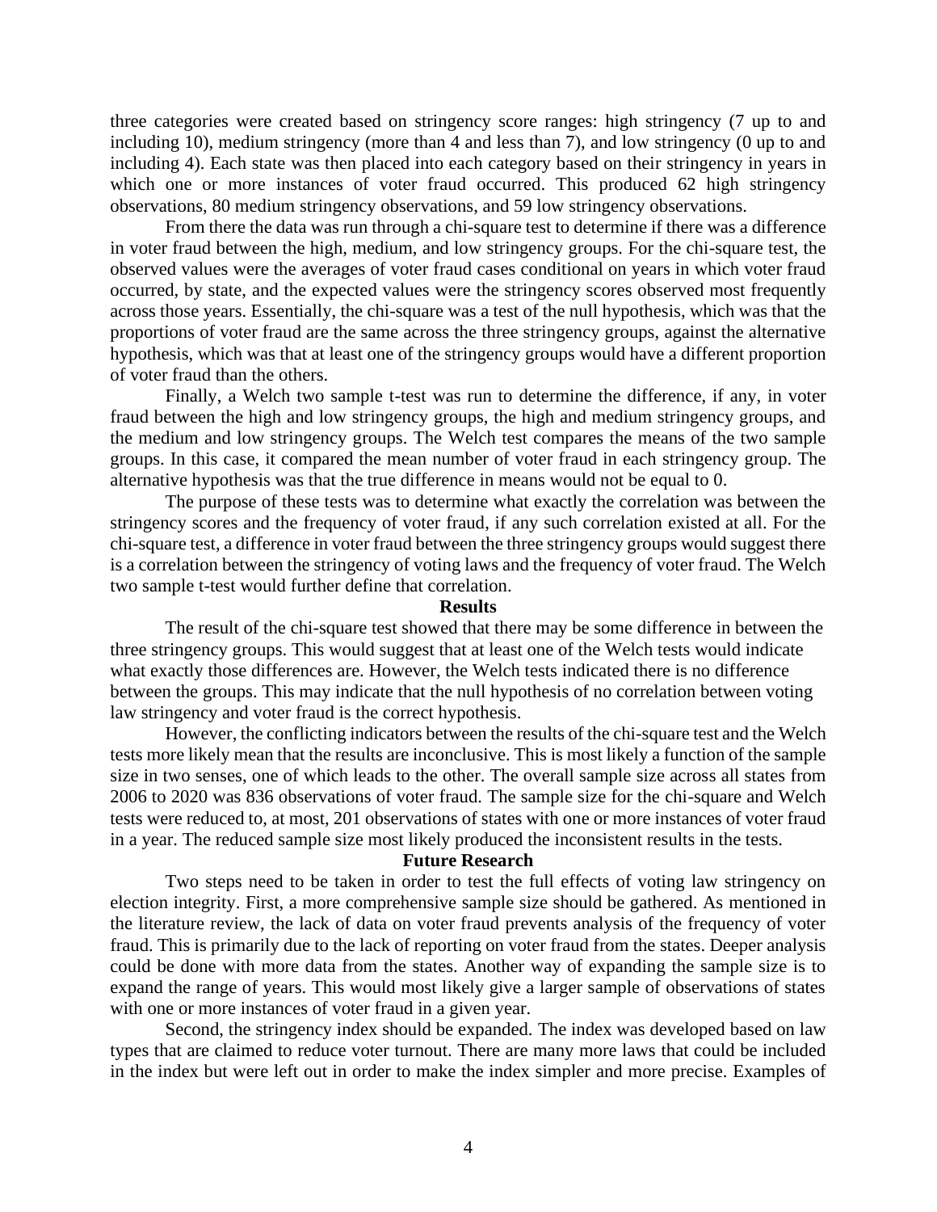three categories were created based on stringency score ranges: high stringency (7 up to and including 10), medium stringency (more than 4 and less than 7), and low stringency (0 up to and including 4). Each state was then placed into each category based on their stringency in years in which one or more instances of voter fraud occurred. This produced 62 high stringency observations, 80 medium stringency observations, and 59 low stringency observations.

From there the data was run through a chi-square test to determine if there was a difference in voter fraud between the high, medium, and low stringency groups. For the chi-square test, the observed values were the averages of voter fraud cases conditional on years in which voter fraud occurred, by state, and the expected values were the stringency scores observed most frequently across those years. Essentially, the chi-square was a test of the null hypothesis, which was that the proportions of voter fraud are the same across the three stringency groups, against the alternative hypothesis, which was that at least one of the stringency groups would have a different proportion of voter fraud than the others.

Finally, a Welch two sample t-test was run to determine the difference, if any, in voter fraud between the high and low stringency groups, the high and medium stringency groups, and the medium and low stringency groups. The Welch test compares the means of the two sample groups. In this case, it compared the mean number of voter fraud in each stringency group. The alternative hypothesis was that the true difference in means would not be equal to 0.

The purpose of these tests was to determine what exactly the correlation was between the stringency scores and the frequency of voter fraud, if any such correlation existed at all. For the chi-square test, a difference in voter fraud between the three stringency groups would suggest there is a correlation between the stringency of voting laws and the frequency of voter fraud. The Welch two sample t-test would further define that correlation.

## Results

The result of the chi-square test showed that there may be some difference in between the three stringency groups. This would suggest that at least one of the Welch tests would indicate what exactly those differences are. However, the Welch tests indicated there is no difference between the groups. This may indicate that the null hypothesis of no correlation between voting law stringency and voter fraud is the correct hypothesis.

However, the conflicting indicators between the results of the chi-square test and the Welch tests more likely mean that the results are inconclusive. This is most likely a function of the sample size in two senses, one of which leads to the other. The overall sample size across all states from 2006 to 2020 was 836 observations of voter fraud. The sample size for the chi-square and Welch tests were reduced to, at most, 201 observations of states with one or more instances of voter fraud in a year. The reduced sample size most likely produced the inconsistent results in the tests.

## Future Research

Two steps need to be taken in order to test the full effects of voting law stringency on election integrity. First, a more comprehensive sample size should be gathered. As mentioned in the literature review, the lack of data on voter fraud prevents analysis of the frequency of voter fraud. This is primarily due to the lack of reporting on voter fraud from the states. Deeper analysis could be done with more data from the states. Another way of expanding the sample size is to expand the range of years. This would most likely give a larger sample of observations of states with one or more instances of voter fraud in a given year.

Second, the stringency index should be expanded. The index was developed based on law types that are claimed to reduce voter turnout. There are many more laws that could be included in the index but were left out in order to make the index simpler and more precise. Examples of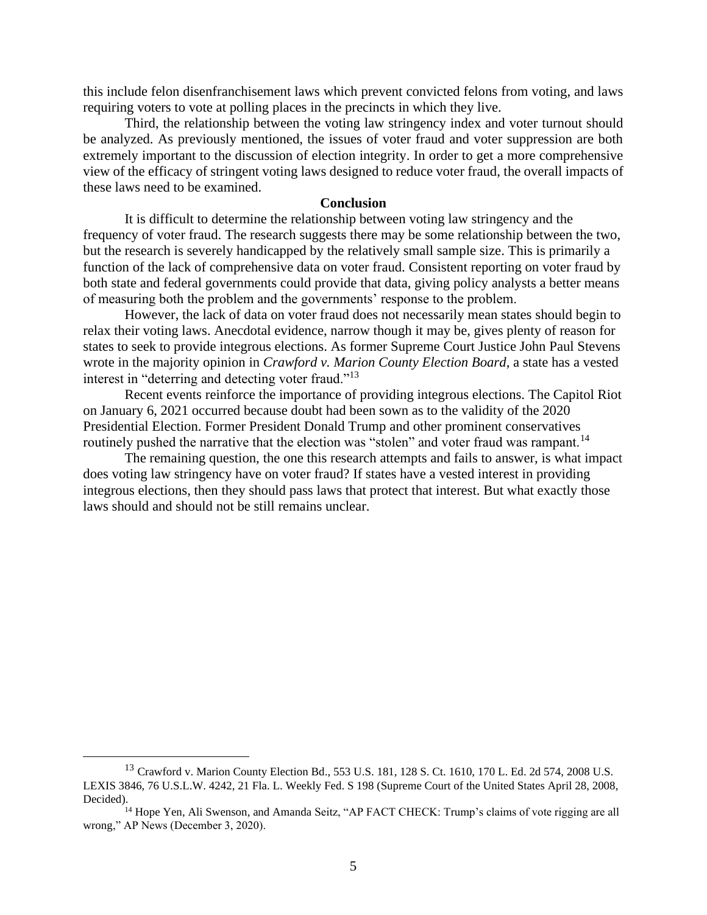this include felon disenfranchisement laws which prevent convicted felons from voting, and laws requiring voters to vote at polling places in the precincts in which they live.

Third, the relationship between the voting law stringency index and voter turnout should be analyzed. As previously mentioned, the issues of voter fraud and voter suppression are both extremely important to the discussion of election integrity. In order to get a more comprehensive view of the efficacy of stringent voting laws designed to reduce voter fraud, the overall impacts of these laws need to be examined.

## Conclusion

It is difficult to determine the relationship between voting law stringency and the frequency of voter fraud. The research suggests there may be some relationship between the two, but the research is severely handicapped by the relatively small sample size. This is primarily a function of the lack of comprehensive data on voter fraud. Consistent reporting on voter fraud by both state and federal governments could provide that data, giving policy analysts a better means of measuring both the problem and the governments' response to the problem.

However, the lack of data on voter fraud does not necessarily mean states should begin to relax their voting laws. Anecdotal evidence, narrow though it may be, gives plenty of reason for states to seek to provide integrous elections. As former Supreme Court Justice John Paul Stevens wrote in the majority opinion in *Crawford v. Marion County Election Board*, a state has a vested interest in "deterring and detecting voter fraud."[13]

Recent events reinforce the importance of providing integrous elections. The Capitol Riot on January 6, 2021 occurred because doubt had been sown as to the validity of the 2020 Presidential Election. Former President Donald Trump and other prominent conservatives routinely pushed the narrative that the election was "stolen" and voter fraud was rampant.[14]

The remaining question, the one this research attempts and fails to answer, is what impact does voting law stringency have on voter fraud? If states have a vested interest in providing integrous elections, then they should pass laws that protect that interest. But what exactly those laws should and should not be still remains unclear.

---

[13] Crawford v. Marion County Election Bd., 553 U.S. 181, 128 S. Ct. 1610, 170 L. Ed. 2d 574, 2008 U.S. LEXIS 3846, 76 U.S.L.W. 4242, 21 Fla. L. Weekly Fed. S 198 (Supreme Court of the United States April 28, 2008, Decided).

[14] Hope Yen, Ali Swenson, and Amanda Seitz, "AP FACT CHECK: Trump's claims of vote rigging are all wrong," AP News (December 3, 2020).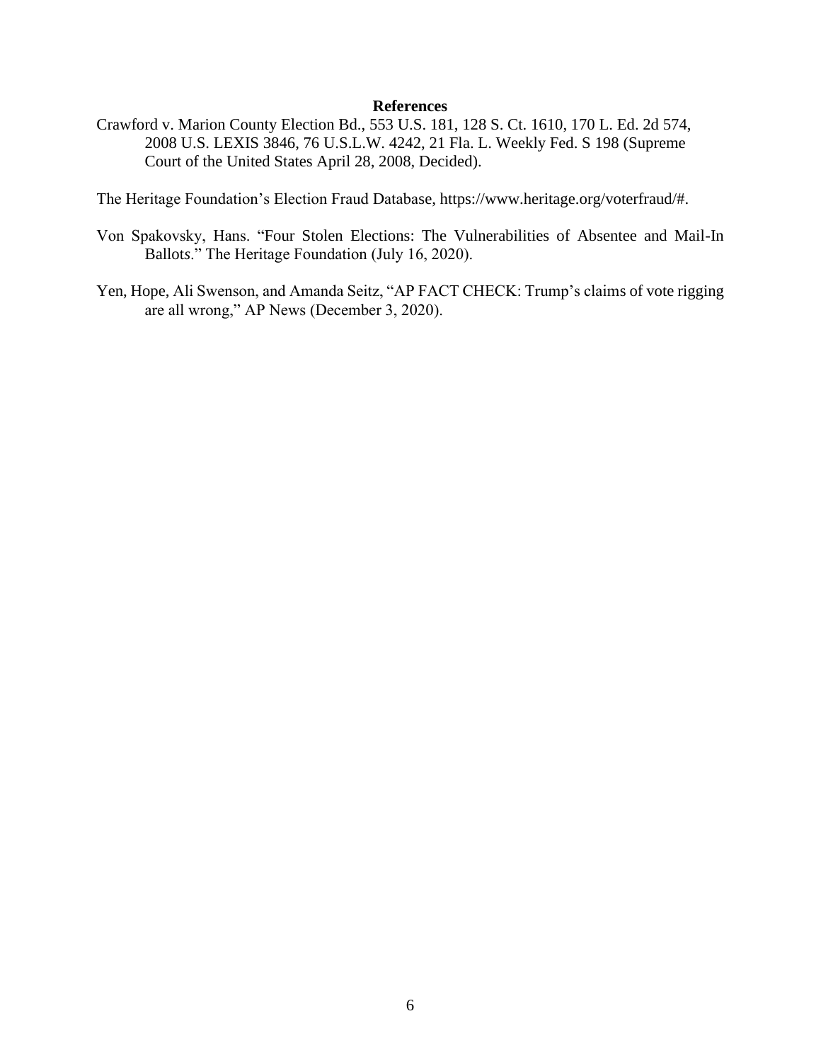## References

Crawford v. Marion County Election Bd., 553 U.S. 181, 128 S. Ct. 1610, 170 L. Ed. 2d 574, 2008 U.S. LEXIS 3846, 76 U.S.L.W. 4242, 21 Fla. L. Weekly Fed. S 198 (Supreme Court of the United States April 28, 2008, Decided).

The Heritage Foundation's Election Fraud Database, https://www.heritage.org/voterfraud/#.

Von Spakovsky, Hans. "Four Stolen Elections: The Vulnerabilities of Absentee and Mail-In Ballots." The Heritage Foundation (July 16, 2020).

Yen, Hope, Ali Swenson, and Amanda Seitz, "AP FACT CHECK: Trump's claims of vote rigging are all wrong," AP News (December 3, 2020).